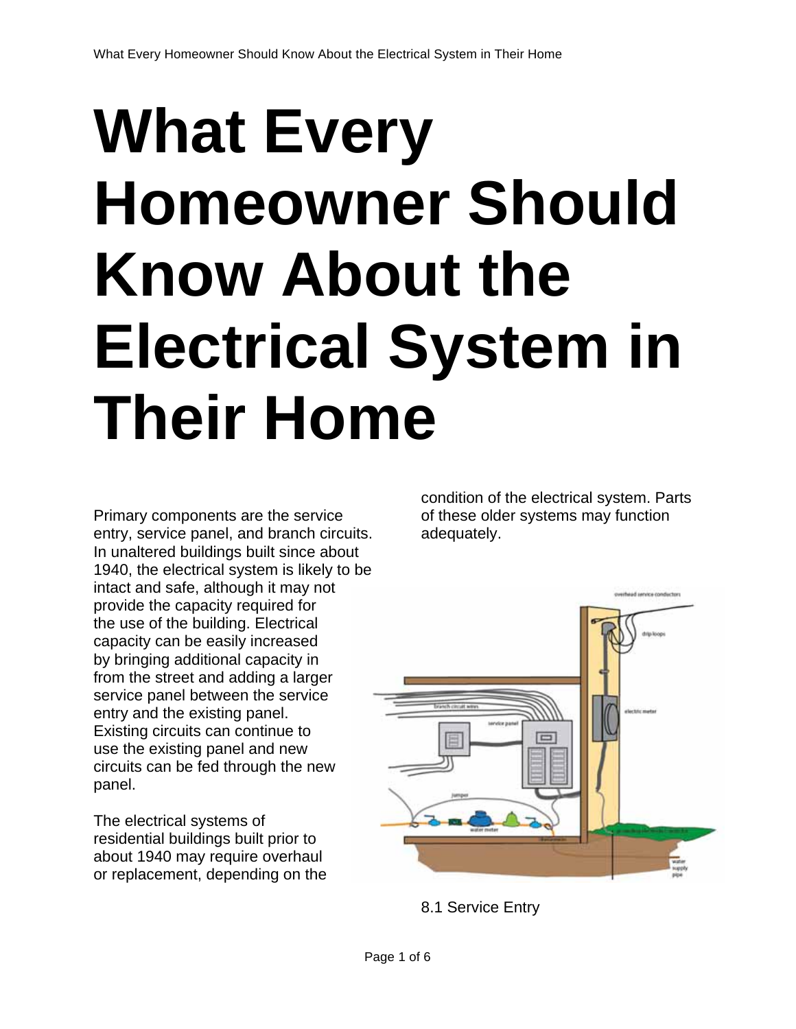# What Every Homeowner Should Know About the Electrical System in Their Home

Primary components are the service entry, service panel, and branch circuits. In unaltered buildings built since about 1940, the electrical system is likely to be intact and safe, although it may not provide the capacity required for the use of the building. Electrical capacity can be easily increased by bringing additional capacity in from the street and adding a larger service panel between the service entry and the existing panel. Existing circuits can continue to use the existing panel and new circuits can be fed through the new panel.

The electrical systems of residential buildings built prior to about 1940 may require overhaul or replacement, depending on the condition of the electrical system. Parts of these older systems may function adequately.

8.1 Service Entry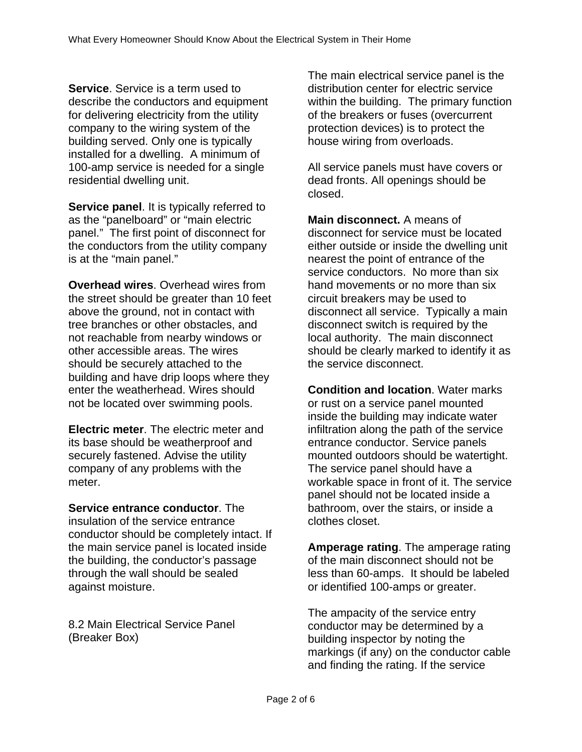**Service**. Service is a term used to describe the conductors and equipment for delivering electricity from the utility company to the wiring system of the building served. Only one is typically installed for a dwelling. A minimum of 100-amp service is needed for a single residential dwelling unit.

**Service panel**. It is typically referred to as the "panelboard" or "main electric panel." The first point of disconnect for the conductors from the utility company is at the "main panel."

**Overhead wires**. Overhead wires from the street should be greater than 10 feet above the ground, not in contact with tree branches or other obstacles, and not reachable from nearby windows or other accessible areas. The wires should be securely attached to the building and have drip loops where they enter the weatherhead. Wires should not be located over swimming pools.

**Electric meter**. The electric meter and its base should be weatherproof and securely fastened. Advise the utility company of any problems with the meter.

**Service entrance conductor**. The insulation of the service entrance conductor should be completely intact. If the main service panel is located inside the building, the conductor's passage through the wall should be sealed against moisture.

## 8.2 Main Electrical Service Panel (Breaker Box)

The main electrical service panel is the distribution center for electric service within the building. The primary function of the breakers or fuses (overcurrent protection devices) is to protect the house wiring from overloads.

All service panels must have covers or dead fronts. All openings should be closed.

**Main disconnect.** A means of disconnect for service must be located either outside or inside the dwelling unit nearest the point of entrance of the service conductors. No more than six hand movements or no more than six circuit breakers may be used to disconnect all service. Typically a main disconnect switch is required by the local authority. The main disconnect should be clearly marked to identify it as the service disconnect.

**Condition and location**. Water marks or rust on a service panel mounted inside the building may indicate water infiltration along the path of the service entrance conductor. Service panels mounted outdoors should be watertight. The service panel should have a workable space in front of it. The service panel should not be located inside a bathroom, over the stairs, or inside a clothes closet.

**Amperage rating**. The amperage rating of the main disconnect should not be less than 60-amps. It should be labeled or identified 100-amps or greater.

The ampacity of the service entry conductor may be determined by a building inspector by noting the markings (if any) on the conductor cable and finding the rating. If the service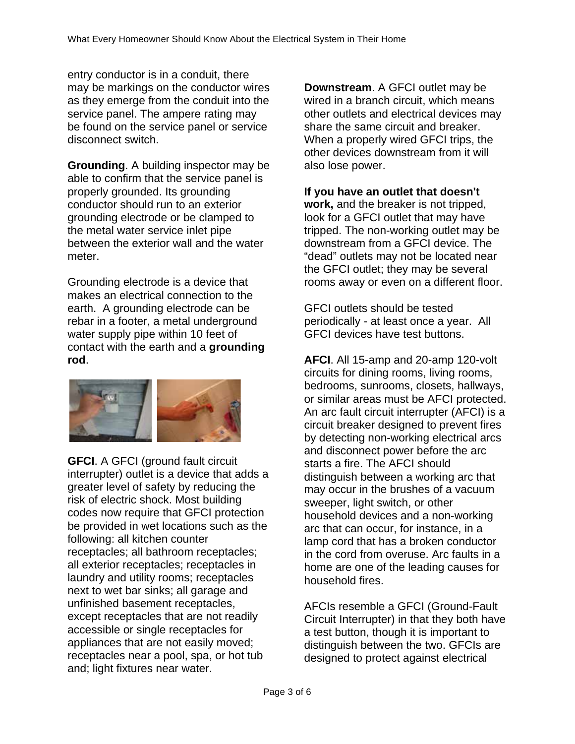entry conductor is in a conduit, there may be markings on the conductor wires as they emerge from the conduit into the service panel. The ampere rating may be found on the service panel or service disconnect switch.

**Grounding**. A building inspector may be able to confirm that the service panel is properly grounded. Its grounding conductor should run to an exterior grounding electrode or be clamped to the metal water service inlet pipe between the exterior wall and the water meter.

Grounding electrode is a device that makes an electrical connection to the earth. A grounding electrode can be rebar in a footer, a metal underground water supply pipe within 10 feet of contact with the earth and a **grounding rod**.

**GFCI**. A GFCI (ground fault circuit interrupter) outlet is a device that adds a greater level of safety by reducing the risk of electric shock. Most building codes now require that GFCI protection be provided in wet locations such as the following: all kitchen counter receptacles; all bathroom receptacles; all exterior receptacles; receptacles in laundry and utility rooms; receptacles next to wet bar sinks; all garage and unfinished basement receptacles, except receptacles that are not readily accessible or single receptacles for appliances that are not easily moved; receptacles near a pool, spa, or hot tub and; light fixtures near water.

**Downstream**. A GFCI outlet may be wired in a branch circuit, which means other outlets and electrical devices may share the same circuit and breaker. When a properly wired GFCI trips, the other devices downstream from it will also lose power.

**If you have an outlet that doesn't work,** and the breaker is not tripped, look for a GFCI outlet that may have tripped. The non-working outlet may be downstream from a GFCI device. The "dead" outlets may not be located near the GFCI outlet; they may be several rooms away or even on a different floor.

GFCI outlets should be tested periodically - at least once a year. All GFCI devices have test buttons.

**AFCI**. All 15-amp and 20-amp 120-volt circuits for dining rooms, living rooms, bedrooms, sunrooms, closets, hallways, or similar areas must be AFCI protected. An arc fault circuit interrupter (AFCI) is a circuit breaker designed to prevent fires by detecting non-working electrical arcs and disconnect power before the arc starts a fire. The AFCI should distinguish between a working arc that may occur in the brushes of a vacuum sweeper, light switch, or other household devices and a non-working arc that can occur, for instance, in a lamp cord that has a broken conductor in the cord from overuse. Arc faults in a home are one of the leading causes for household fires.

AFCIs resemble a GFCI (Ground-Fault Circuit Interrupter) in that they both have a test button, though it is important to distinguish between the two. GFCIs are designed to protect against electrical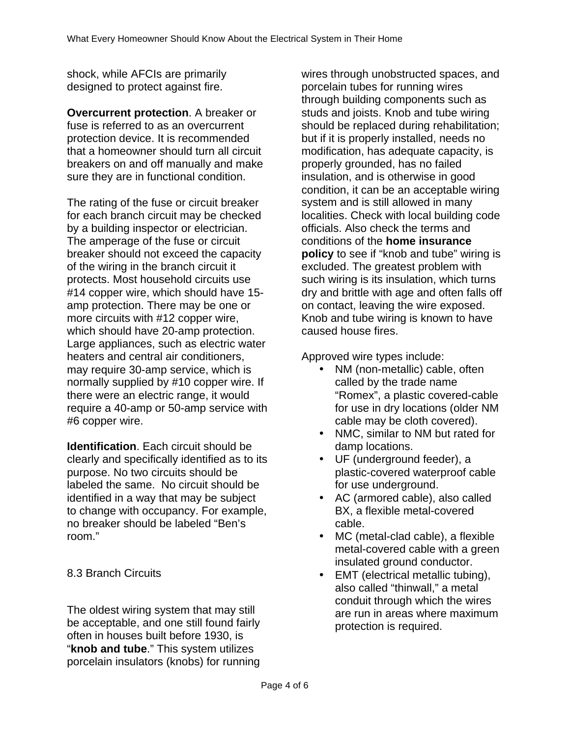shock, while AFCIs are primarily designed to protect against fire.

**Overcurrent protection**. A breaker or fuse is referred to as an overcurrent protection device. It is recommended that a homeowner should turn all circuit breakers on and off manually and make sure they are in functional condition.

The rating of the fuse or circuit breaker for each branch circuit may be checked by a building inspector or electrician. The amperage of the fuse or circuit breaker should not exceed the capacity of the wiring in the branch circuit it protects. Most household circuits use #14 copper wire, which should have 15-amp protection. There may be one or more circuits with #12 copper wire, which should have 20-amp protection. Large appliances, such as electric water heaters and central air conditioners, may require 30-amp service, which is normally supplied by #10 copper wire. If there were an electric range, it would require a 40-amp or 50-amp service with #6 copper wire.

**Identification**. Each circuit should be clearly and specifically identified as to its purpose. No two circuits should be labeled the same. No circuit should be identified in a way that may be subject to change with occupancy. For example, no breaker should be labeled "Ben's room."

## 8.3 Branch Circuits

The oldest wiring system that may still be acceptable, and one still found fairly often in houses built before 1930, is "**knob and tube**." This system utilizes porcelain insulators (knobs) for running wires through unobstructed spaces, and porcelain tubes for running wires through building components such as studs and joists. Knob and tube wiring should be replaced during rehabilitation; but if it is properly installed, needs no modification, has adequate capacity, is properly grounded, has no failed insulation, and is otherwise in good condition, it can be an acceptable wiring system and is still allowed in many localities. Check with local building code officials. Also check the terms and conditions of the **home insurance policy** to see if "knob and tube" wiring is excluded. The greatest problem with such wiring is its insulation, which turns dry and brittle with age and often falls off on contact, leaving the wire exposed. Knob and tube wiring is known to have caused house fires.

Approved wire types include:

- NM (non-metallic) cable, often called by the trade name "Romex", a plastic covered-cable for use in dry locations (older NM cable may be cloth covered).
- NMC, similar to NM but rated for damp locations.
- UF (underground feeder), a plastic-covered waterproof cable for use underground.
- AC (armored cable), also called BX, a flexible metal-covered cable.
- MC (metal-clad cable), a flexible metal-covered cable with a green insulated ground conductor.
- EMT (electrical metallic tubing), also called "thinwall," a metal conduit through which the wires are run in areas where maximum protection is required.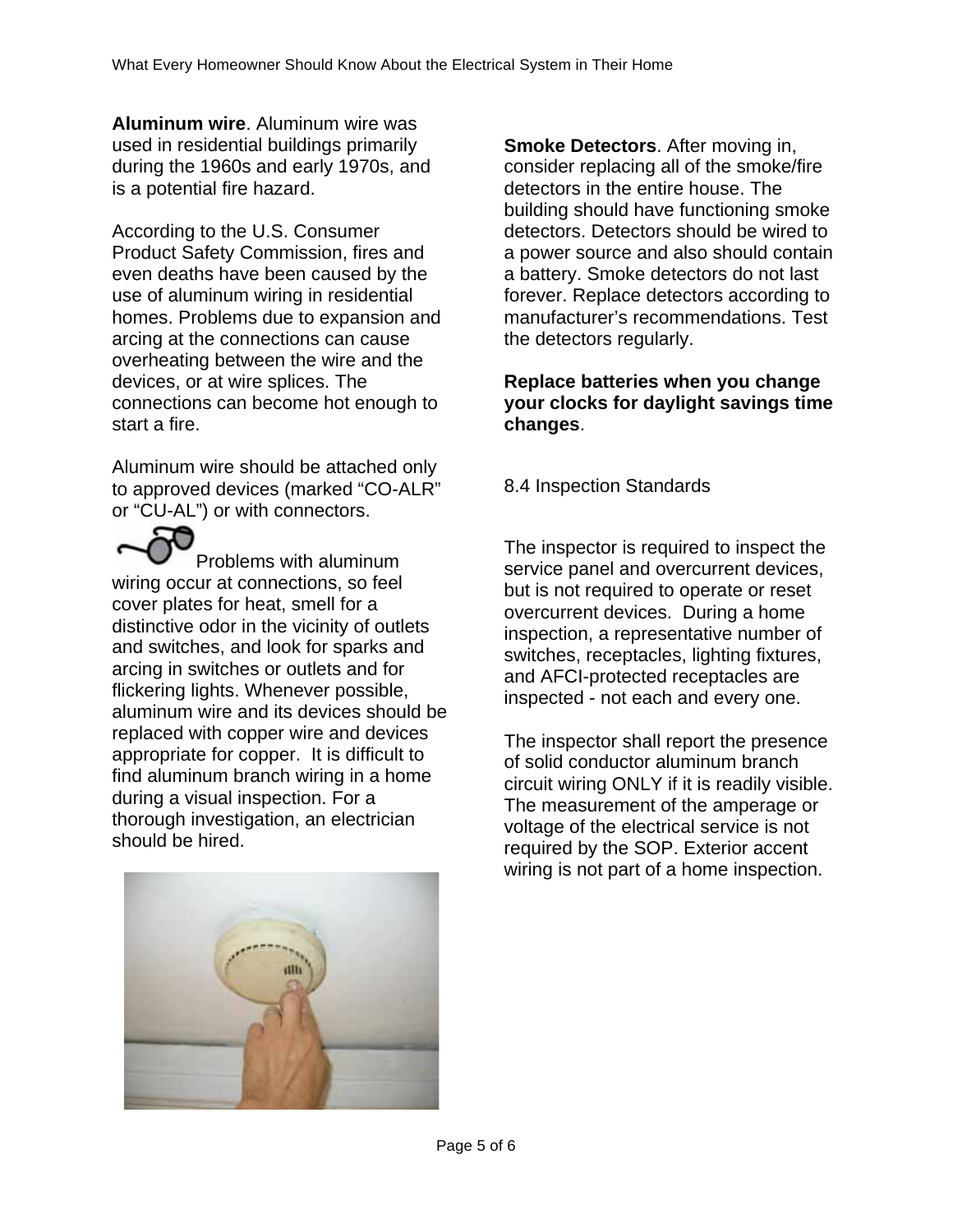**Aluminum wire**. Aluminum wire was used in residential buildings primarily during the 1960s and early 1970s, and is a potential fire hazard.

According to the U.S. Consumer Product Safety Commission, fires and even deaths have been caused by the use of aluminum wiring in residential homes. Problems due to expansion and arcing at the connections can cause overheating between the wire and the devices, or at wire splices. The connections can become hot enough to start a fire.

Aluminum wire should be attached only to approved devices (marked "CO-ALR" or "CU-AL") or with connectors.

Problems with aluminum wiring occur at connections, so feel cover plates for heat, smell for a distinctive odor in the vicinity of outlets and switches, and look for sparks and arcing in switches or outlets and for flickering lights. Whenever possible, aluminum wire and its devices should be replaced with copper wire and devices appropriate for copper. It is difficult to find aluminum branch wiring in a home during a visual inspection. For a thorough investigation, an electrician should be hired.

**Smoke Detectors**. After moving in, consider replacing all of the smoke/fire detectors in the entire house. The building should have functioning smoke detectors. Detectors should be wired to a power source and also should contain a battery. Smoke detectors do not last forever. Replace detectors according to manufacturer's recommendations. Test the detectors regularly.

**Replace batteries when you change your clocks for daylight savings time changes**.

## 8.4 Inspection Standards

The inspector is required to inspect the service panel and overcurrent devices, but is not required to operate or reset overcurrent devices. During a home inspection, a representative number of switches, receptacles, lighting fixtures, and AFCI-protected receptacles are inspected - not each and every one.

The inspector shall report the presence of solid conductor aluminum branch circuit wiring ONLY if it is readily visible. The measurement of the amperage or voltage of the electrical service is not required by the SOP. Exterior accent wiring is not part of a home inspection.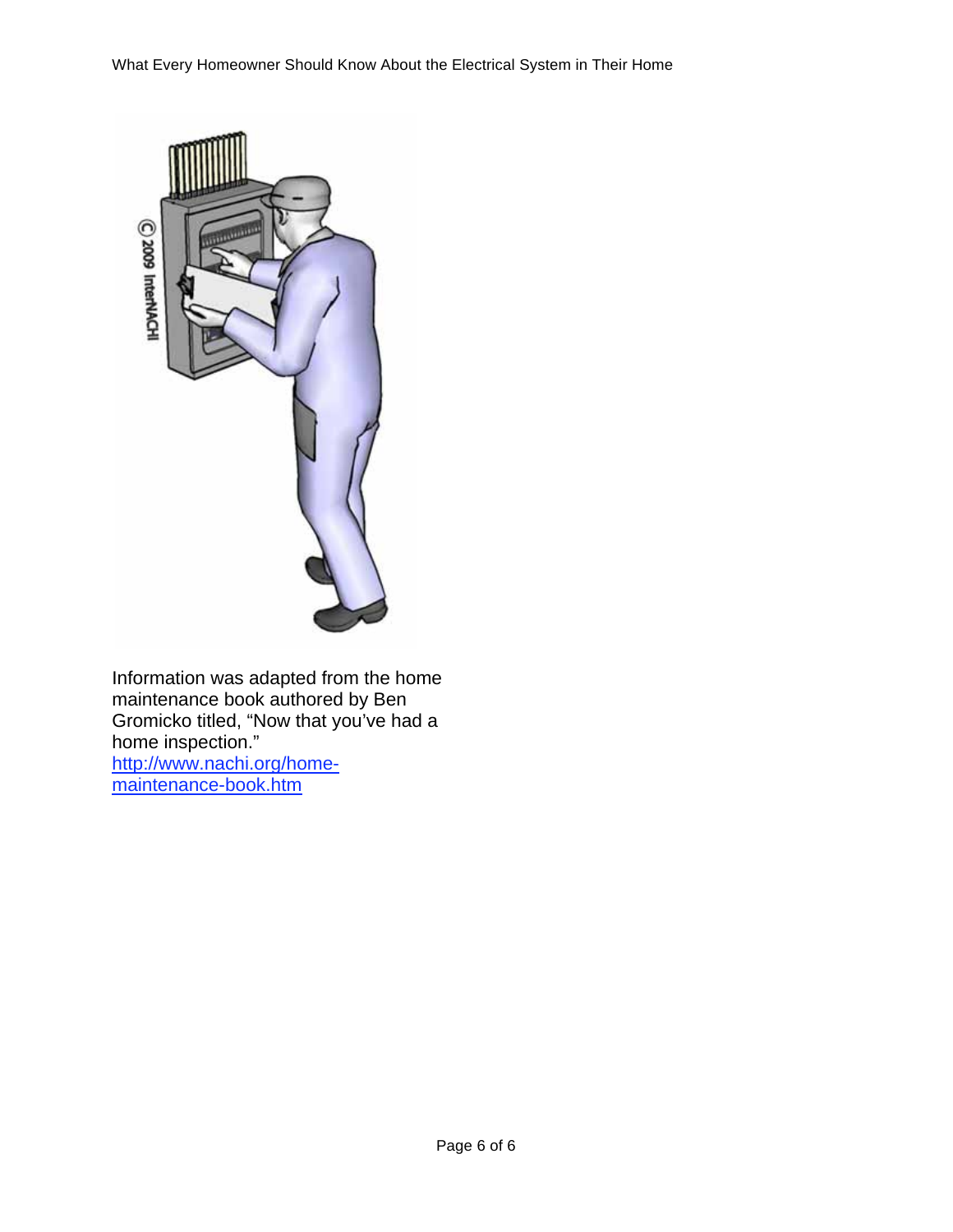Information was adapted from the home maintenance book authored by Ben Gromicko titled, “Now that you’ve had a home inspection.” [http://www.nachi.org/home-maintenance-book.htm](http://www.nachi.org/home-maintenance-book.htm)